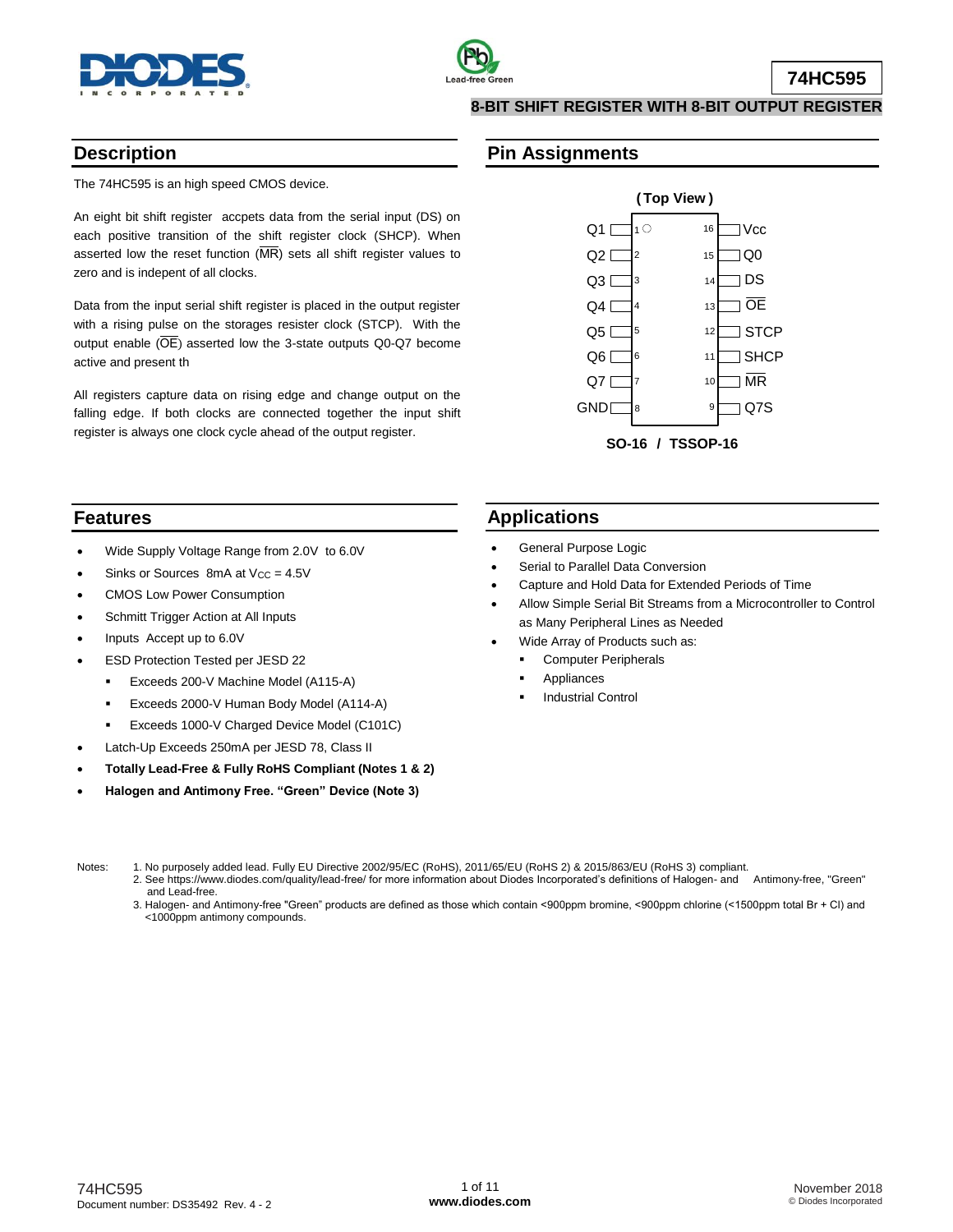# 74HC595

## 8-BIT SHIFT REGISTER WITH 8-BIT OUTPUT REGISTER

## Description

The 74HC595 is an high speed CMOS device.

An eight bit shift register accpets data from the serial input (DS) on each positive transition of the shift register clock (SHCP). When asserted low the reset function ($\overline{MR}$) sets all shift register values to zero and is indepent of all clocks.

Data from the input serial shift register is placed in the output register with a rising pulse on the storages resister clock (STCP). With the output enable ($\overline{OE}$) asserted low the 3-state outputs Q0-Q7 become active and present th

All registers capture data on rising edge and change output on the falling edge. If both clocks are connected together the input shift register is always one clock cycle ahead of the output register.

## Pin Assignments

(Top View)

| Pin | Name | Pin | Name |
|---|---|---|---|
| 1 | Q1 | 16 | Vcc |
| 2 | Q2 | 15 | Q0 |
| 3 | Q3 | 14 | DS |
| 4 | Q4 | 13 | $\overline{OE}$ |
| 5 | Q5 | 12 | STCP |
| 6 | Q6 | 11 | SHCP |
| 7 | Q7 | 10 | $\overline{MR}$ |
| 8 | GND | 9 | Q7S |

**SO-16 / TSSOP-16**

## Features

- Wide Supply Voltage Range from 2.0V to 6.0V
- Sinks or Sources 8mA at $V_{CC}$ = 4.5V
- CMOS Low Power Consumption
- Schmitt Trigger Action at All Inputs
- Inputs Accept up to 6.0V
- ESD Protection Tested per JESD 22
  - Exceeds 200-V Machine Model (A115-A)
  - Exceeds 2000-V Human Body Model (A114-A)
  - Exceeds 1000-V Charged Device Model (C101C)
- Latch-Up Exceeds 250mA per JESD 78, Class II
- **Totally Lead-Free & Fully RoHS Compliant (Notes 1 & 2)**
- **Halogen and Antimony Free. "Green" Device (Note 3)**

## Applications

- General Purpose Logic
- Serial to Parallel Data Conversion
- Capture and Hold Data for Extended Periods of Time
- Allow Simple Serial Bit Streams from a Microcontroller to Control as Many Peripheral Lines as Needed
- Wide Array of Products such as:
  - Computer Peripherals
  - Appliances
  - Industrial Control

Notes:
1. No purposely added lead. Fully EU Directive 2002/95/EC (RoHS), 2011/65/EU (RoHS 2) & 2015/863/EU (RoHS 3) compliant.
2. See https://www.diodes.com/quality/lead-free/ for more information about Diodes Incorporated's definitions of Halogen- and Antimony-free, "Green" and Lead-free.
3. Halogen- and Antimony-free "Green" products are defined as those which contain <900ppm bromine, <900ppm chlorine (<1500ppm total Br + Cl) and <1000ppm antimony compounds.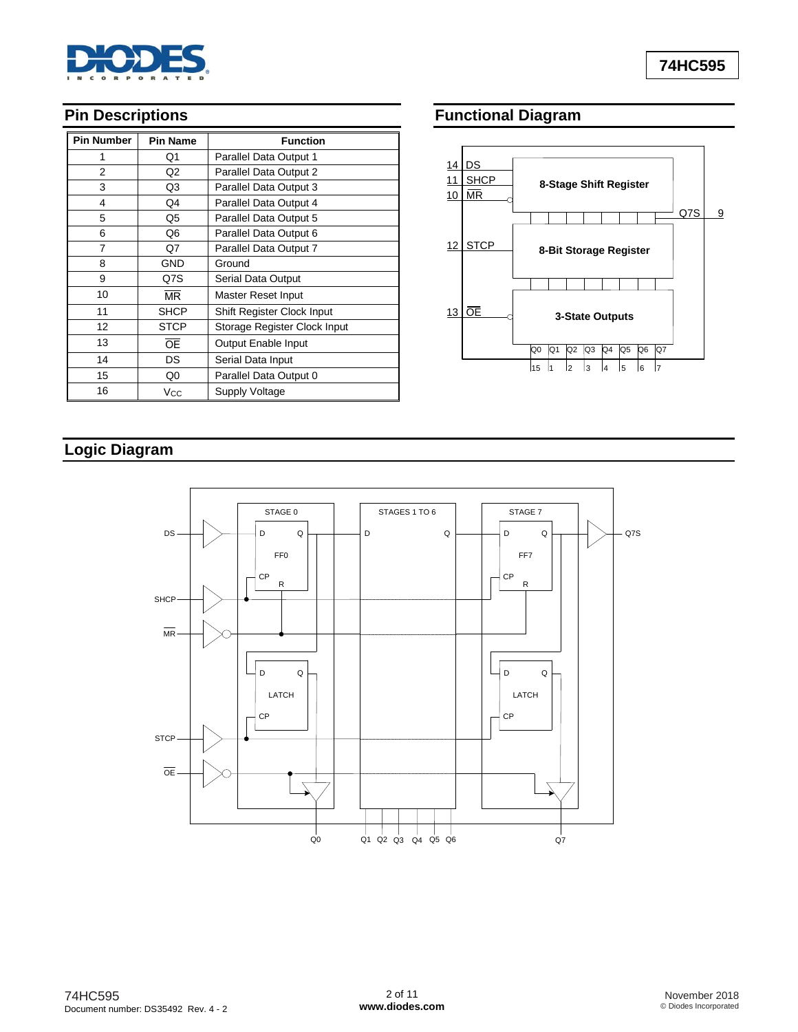## Pin Descriptions

| Pin Number | Pin Name | Function |
|---|---|---|
| 1 | Q1 | Parallel Data Output 1 |
| 2 | Q2 | Parallel Data Output 2 |
| 3 | Q3 | Parallel Data Output 3 |
| 4 | Q4 | Parallel Data Output 4 |
| 5 | Q5 | Parallel Data Output 5 |
| 6 | Q6 | Parallel Data Output 6 |
| 7 | Q7 | Parallel Data Output 7 |
| 8 | GND | Ground |
| 9 | Q7S | Serial Data Output |
| 10 | $\overline{MR}$ | Master Reset Input |
| 11 | SHCP | Shift Register Clock Input |
| 12 | STCP | Storage Register Clock Input |
| 13 | $\overline{OE}$ | Output Enable Input |
| 14 | DS | Serial Data Input |
| 15 | Q0 | Parallel Data Output 0 |
| 16 | $V_{CC}$ | Supply Voltage |

## Functional Diagram

14 DS
11 SHCP
10 $\overline{MR}$

8-Stage Shift Register

Q7S 9

12 STCP

8-Bit Storage Register

13 $\overline{OE}$

3-State Outputs

Q0 Q1 Q2 Q3 Q4 Q5 Q6 Q7

15 1 2 3 4 5 6 7

## Logic Diagram

DS, SHCP, $\overline{MR}$, STCP, $\overline{OE}$

STAGE 0: D Q FF0 CP R; D Q LATCH CP

STAGES 1 TO 6: D Q

STAGE 7: D Q FF7 CP R; D Q LATCH CP

Q7S

Q0 Q1 Q2 Q3 Q4 Q5 Q6 Q7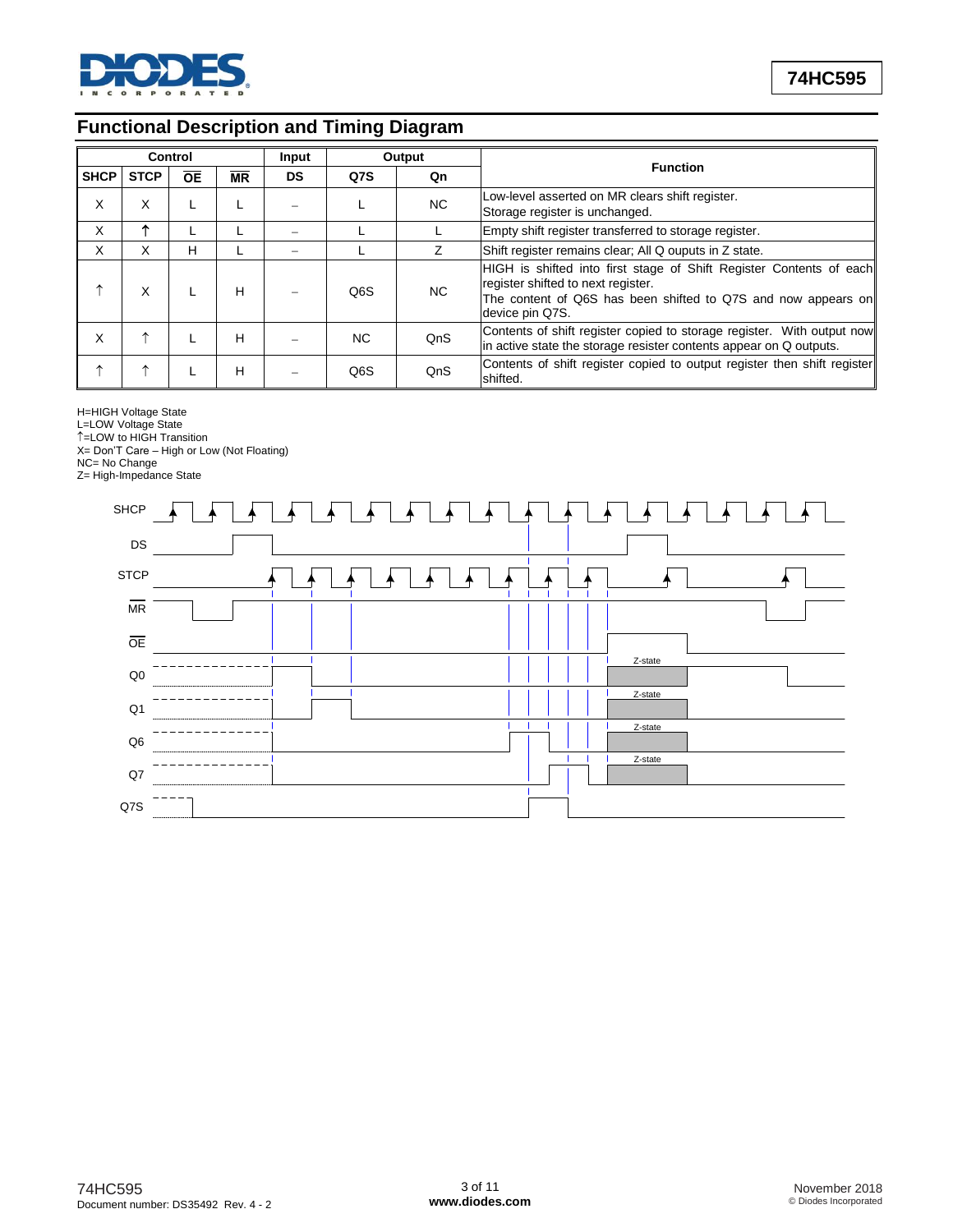## Functional Description and Timing Diagram

| Control | | | | Input | Output | | Function |
|---|---|---|---|---|---|---|---|
| SHCP | STCP | $\overline{OE}$ | $\overline{MR}$ | DS | Q7S | Qn | |
| X | X | L | L | – | L | NC | Low-level asserted on MR clears shift register. Storage register is unchanged. |
| X | ↑ | L | L | – | L | L | Empty shift register transferred to storage register. |
| X | X | H | L | – | L | Z | Shift register remains clear; All Q ouputs in Z state. |
| ↑ | X | L | H | – | Q6S | NC | HIGH is shifted into first stage of Shift Register Contents of each register shifted to next register. The content of Q6S has been shifted to Q7S and now appears on device pin Q7S. |
| X | ↑ | L | H | – | NC | QnS | Contents of shift register copied to storage register. With output now in active state the storage resister contents appear on Q outputs. |
| ↑ | ↑ | L | H | – | Q6S | QnS | Contents of shift register copied to output register then shift register shifted. |

H=HIGH Voltage State
L=LOW Voltage State
↑=LOW to HIGH Transition
X= Don'T Care – High or Low (Not Floating)
NC= No Change
Z= High-Impedance State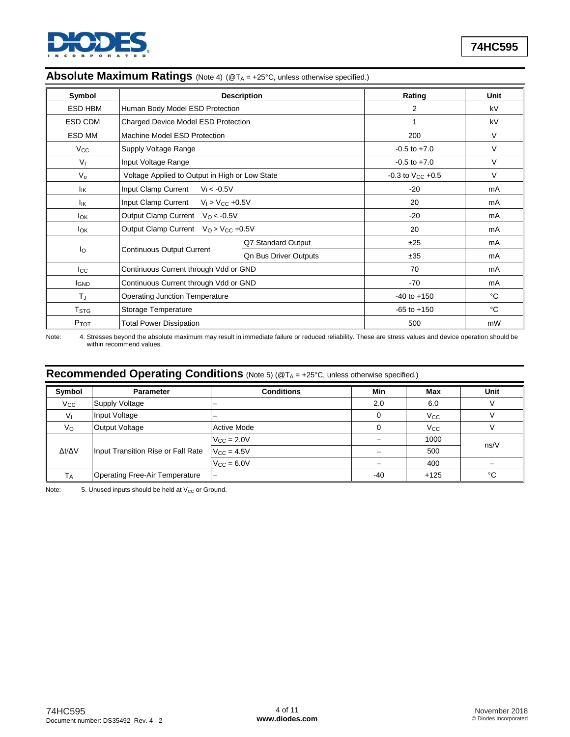## Absolute Maximum Ratings (Note 4) (@$T_A$ = +25°C, unless otherwise specified.)

| Symbol | Description | | Rating | Unit |
|---|---|---|---|---|
| ESD HBM | Human Body Model ESD Protection | | 2 | kV |
| ESD CDM | Charged Device Model ESD Protection | | 1 | kV |
| ESD MM | Machine Model ESD Protection | | 200 | V |
| $V_{CC}$ | Supply Voltage Range | | -0.5 to +7.0 | V |
| $V_I$ | Input Voltage Range | | -0.5 to +7.0 | V |
| $V_o$ | Voltage Applied to Output in High or Low State | | -0.3 to $V_{CC}$ +0.5 | V |
| $I_{IK}$ | Input Clamp Current $V_I$ < -0.5V | | -20 | mA |
| $I_{IK}$ | Input Clamp Current $V_I$ > $V_{CC}$ +0.5V | | 20 | mA |
| $I_{OK}$ | Output Clamp Current $V_O$ < -0.5V | | -20 | mA |
| $I_{OK}$ | Output Clamp Current $V_O$ > $V_{CC}$ +0.5V | | 20 | mA |
| $I_O$ | Continuous Output Current | Q7 Standard Output | ±25 | mA |
| | | Qn Bus Driver Outputs | ±35 | mA |
| $I_{CC}$ | Continuous Current through Vdd or GND | | 70 | mA |
| $I_{GND}$ | Continuous Current through Vdd or GND | | -70 | mA |
| $T_J$ | Operating Junction Temperature | | -40 to +150 | °C |
| $T_{STG}$ | Storage Temperature | | -65 to +150 | °C |
| $P_{TOT}$ | Total Power Dissipation | | 500 | mW |

Note: 4. Stresses beyond the absolute maximum may result in immediate failure or reduced reliability. These are stress values and device operation should be within recommend values.

## Recommended Operating Conditions (Note 5) (@$T_A$ = +25°C, unless otherwise specified.)

| Symbol | Parameter | Conditions | Min | Max | Unit |
|---|---|---|---|---|---|
| $V_{CC}$ | Supply Voltage | – | 2.0 | 6.0 | V |
| $V_I$ | Input Voltage | – | 0 | $V_{CC}$ | V |
| $V_O$ | Output Voltage | Active Mode | 0 | $V_{CC}$ | V |
| Δt/ΔV | Input Transition Rise or Fall Rate | $V_{CC}$ = 2.0V | – | 1000 | ns/V |
| | | $V_{CC}$ = 4.5V | – | 500 | |
| | | $V_{CC}$ = 6.0V | – | 400 | – |
| $T_A$ | Operating Free-Air Temperature | – | -40 | +125 | °C |

Note: 5. Unused inputs should be held at $V_{CC}$ or Ground.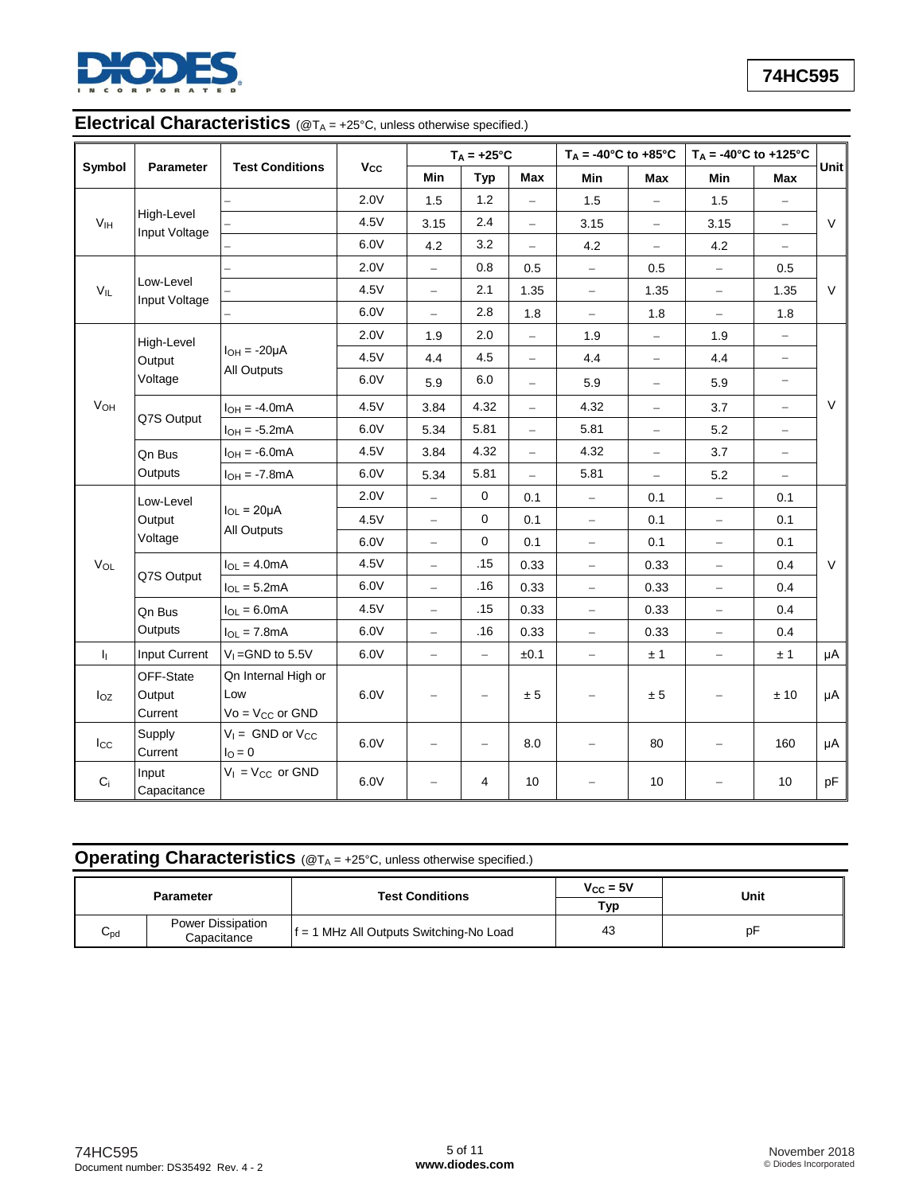## Electrical Characteristics (@$T_A$ = +25°C, unless otherwise specified.)

| Symbol | Parameter | Test Conditions | $V_{CC}$ | $T_A$ = +25°C | | | $T_A$ = -40°C to +85°C | | $T_A$ = -40°C to +125°C | | Unit |
|---|---|---|---|---|---|---|---|---|---|---|---|
| | | | | Min | Typ | Max | Min | Max | Min | Max | |
| $V_{IH}$ | High-Level Input Voltage | – | 2.0V | 1.5 | 1.2 | – | 1.5 | – | 1.5 | – | V |
| | | – | 4.5V | 3.15 | 2.4 | – | 3.15 | – | 3.15 | – | |
| | | – | 6.0V | 4.2 | 3.2 | – | 4.2 | – | 4.2 | – | |
| $V_{IL}$ | Low-Level Input Voltage | – | 2.0V | – | 0.8 | 0.5 | – | 0.5 | – | 0.5 | V |
| | | – | 4.5V | – | 2.1 | 1.35 | – | 1.35 | – | 1.35 | |
| | | – | 6.0V | – | 2.8 | 1.8 | – | 1.8 | – | 1.8 | |
| $V_{OH}$ | High-Level Output Voltage | $I_{OH}$ = -20µA All Outputs | 2.0V | 1.9 | 2.0 | – | 1.9 | – | 1.9 | – | V |
| | | | 4.5V | 4.4 | 4.5 | – | 4.4 | – | 4.4 | – | |
| | | | 6.0V | 5.9 | 6.0 | – | 5.9 | – | 5.9 | – | |
| | Q7S Output | $I_{OH}$ = -4.0mA | 4.5V | 3.84 | 4.32 | – | 4.32 | – | 3.7 | – | |
| | | $I_{OH}$ = -5.2mA | 6.0V | 5.34 | 5.81 | – | 5.81 | – | 5.2 | – | |
| | Qn Bus Outputs | $I_{OH}$ = -6.0mA | 4.5V | 3.84 | 4.32 | – | 4.32 | – | 3.7 | – | |
| | | $I_{OH}$ = -7.8mA | 6.0V | 5.34 | 5.81 | – | 5.81 | – | 5.2 | – | |
| $V_{OL}$ | Low-Level Output Voltage | $I_{OL}$ = 20µA All Outputs | 2.0V | – | 0 | 0.1 | – | 0.1 | – | 0.1 | V |
| | | | 4.5V | – | 0 | 0.1 | – | 0.1 | – | 0.1 | |
| | | | 6.0V | – | 0 | 0.1 | – | 0.1 | – | 0.1 | |
| | Q7S Output | $I_{OL}$ = 4.0mA | 4.5V | – | .15 | 0.33 | – | 0.33 | – | 0.4 | |
| | | $I_{OL}$ = 5.2mA | 6.0V | – | .16 | 0.33 | – | 0.33 | – | 0.4 | |
| | Qn Bus Outputs | $I_{OL}$ = 6.0mA | 4.5V | – | .15 | 0.33 | – | 0.33 | – | 0.4 | |
| | | $I_{OL}$ = 7.8mA | 6.0V | – | .16 | 0.33 | – | 0.33 | – | 0.4 | |
| $I_I$ | Input Current | $V_I$ =GND to 5.5V | 6.0V | – | – | ±0.1 | – | ± 1 | – | ± 1 | µA |
| $I_{OZ}$ | OFF-State Output Current | Qn Internal High or Low Vo = $V_{CC}$ or GND | 6.0V | – | – | ± 5 | – | ± 5 | – | ± 10 | µA |
| $I_{CC}$ | Supply Current | $V_I$ = GND or $V_{CC}$ $I_O$ = 0 | 6.0V | – | – | 8.0 | – | 80 | – | 160 | µA |
| $C_i$ | Input Capacitance | $V_I$ = $V_{CC}$ or GND | 6.0V | – | 4 | 10 | – | 10 | – | 10 | pF |

## Operating Characteristics (@$T_A$ = +25°C, unless otherwise specified.)

| Parameter | | Test Conditions | $V_{CC}$ = 5V | Unit |
|---|---|---|---|---|
| | | | Typ | |
| $C_{pd}$ | Power Dissipation Capacitance | f = 1 MHz All Outputs Switching-No Load | 43 | pF |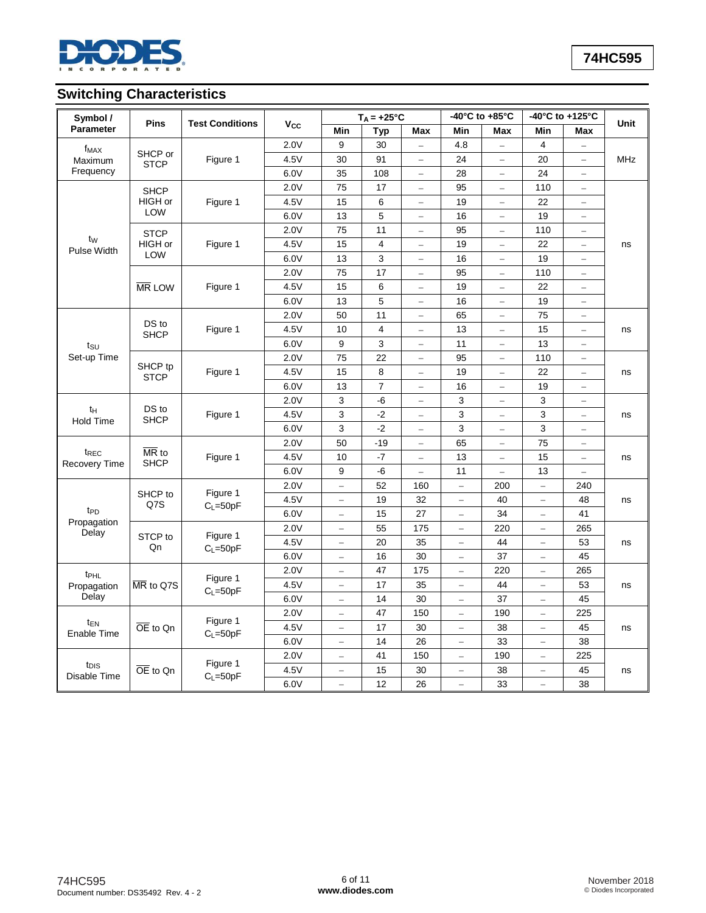## Switching Characteristics

| Symbol / Parameter | Pins | Test Conditions | $V_{CC}$ | $T_A$ = +25°C | | | -40°C to +85°C | | -40°C to +125°C | | Unit |
|---|---|---|---|---|---|---|---|---|---|---|---|
| | | | | Min | Typ | Max | Min | Max | Min | Max | |
| $f_{MAX}$ Maximum Frequency | SHCP or STCP | Figure 1 | 2.0V | 9 | 30 | – | 4.8 | – | 4 | – | MHz |
| | | | 4.5V | 30 | 91 | – | 24 | – | 20 | – | |
| | | | 6.0V | 35 | 108 | – | 28 | – | 24 | – | |
| $t_W$ Pulse Width | SHCP HIGH or LOW | Figure 1 | 2.0V | 75 | 17 | – | 95 | – | 110 | – | ns |
| | | | 4.5V | 15 | 6 | – | 19 | – | 22 | – | |
| | | | 6.0V | 13 | 5 | – | 16 | – | 19 | – | |
| | STCP HIGH or LOW | Figure 1 | 2.0V | 75 | 11 | – | 95 | – | 110 | – | |
| | | | 4.5V | 15 | 4 | – | 19 | – | 22 | – | |
| | | | 6.0V | 13 | 3 | – | 16 | – | 19 | – | |
| | $\overline{MR}$ LOW | Figure 1 | 2.0V | 75 | 17 | – | 95 | – | 110 | – | |
| | | | 4.5V | 15 | 6 | – | 19 | – | 22 | – | |
| | | | 6.0V | 13 | 5 | – | 16 | – | 19 | – | |
| $t_{SU}$ Set-up Time | DS to SHCP | Figure 1 | 2.0V | 50 | 11 | – | 65 | – | 75 | – | ns |
| | | | 4.5V | 10 | 4 | – | 13 | – | 15 | – | |
| | | | 6.0V | 9 | 3 | – | 11 | – | 13 | – | |
| | SHCP tp STCP | Figure 1 | 2.0V | 75 | 22 | – | 95 | – | 110 | – | ns |
| | | | 4.5V | 15 | 8 | – | 19 | – | 22 | – | |
| | | | 6.0V | 13 | 7 | – | 16 | – | 19 | – | |
| $t_H$ Hold Time | DS to SHCP | Figure 1 | 2.0V | 3 | -6 | – | 3 | – | 3 | – | ns |
| | | | 4.5V | 3 | -2 | – | 3 | – | 3 | – | |
| | | | 6.0V | 3 | -2 | – | 3 | – | 3 | – | |
| $t_{REC}$ Recovery Time | $\overline{MR}$ to SHCP | Figure 1 | 2.0V | 50 | -19 | – | 65 | – | 75 | – | ns |
| | | | 4.5V | 10 | -7 | – | 13 | – | 15 | – | |
| | | | 6.0V | 9 | -6 | – | 11 | – | 13 | – | |
| $t_{PD}$ Propagation Delay | SHCP to Q7S | Figure 1 $C_L$=50pF | 2.0V | – | 52 | 160 | – | 200 | – | 240 | ns |
| | | | 4.5V | – | 19 | 32 | – | 40 | – | 48 | |
| | | | 6.0V | – | 15 | 27 | – | 34 | – | 41 | |
| | STCP to Qn | Figure 1 $C_L$=50pF | 2.0V | – | 55 | 175 | – | 220 | – | 265 | ns |
| | | | 4.5V | – | 20 | 35 | – | 44 | – | 53 | |
| | | | 6.0V | – | 16 | 30 | – | 37 | – | 45 | |
| $t_{PHL}$ Propagation Delay | $\overline{MR}$ to Q7S | Figure 1 $C_L$=50pF | 2.0V | – | 47 | 175 | – | 220 | – | 265 | ns |
| | | | 4.5V | – | 17 | 35 | – | 44 | – | 53 | |
| | | | 6.0V | – | 14 | 30 | – | 37 | – | 45 | |
| $t_{EN}$ Enable Time | $\overline{OE}$ to Qn | Figure 1 $C_L$=50pF | 2.0V | – | 47 | 150 | – | 190 | – | 225 | ns |
| | | | 4.5V | – | 17 | 30 | – | 38 | – | 45 | |
| | | | 6.0V | – | 14 | 26 | – | 33 | – | 38 | |
| $t_{DIS}$ Disable Time | $\overline{OE}$ to Qn | Figure 1 $C_L$=50pF | 2.0V | – | 41 | 150 | – | 190 | – | 225 | ns |
| | | | 4.5V | – | 15 | 30 | – | 38 | – | 45 | |
| | | | 6.0V | – | 12 | 26 | – | 33 | – | 38 | |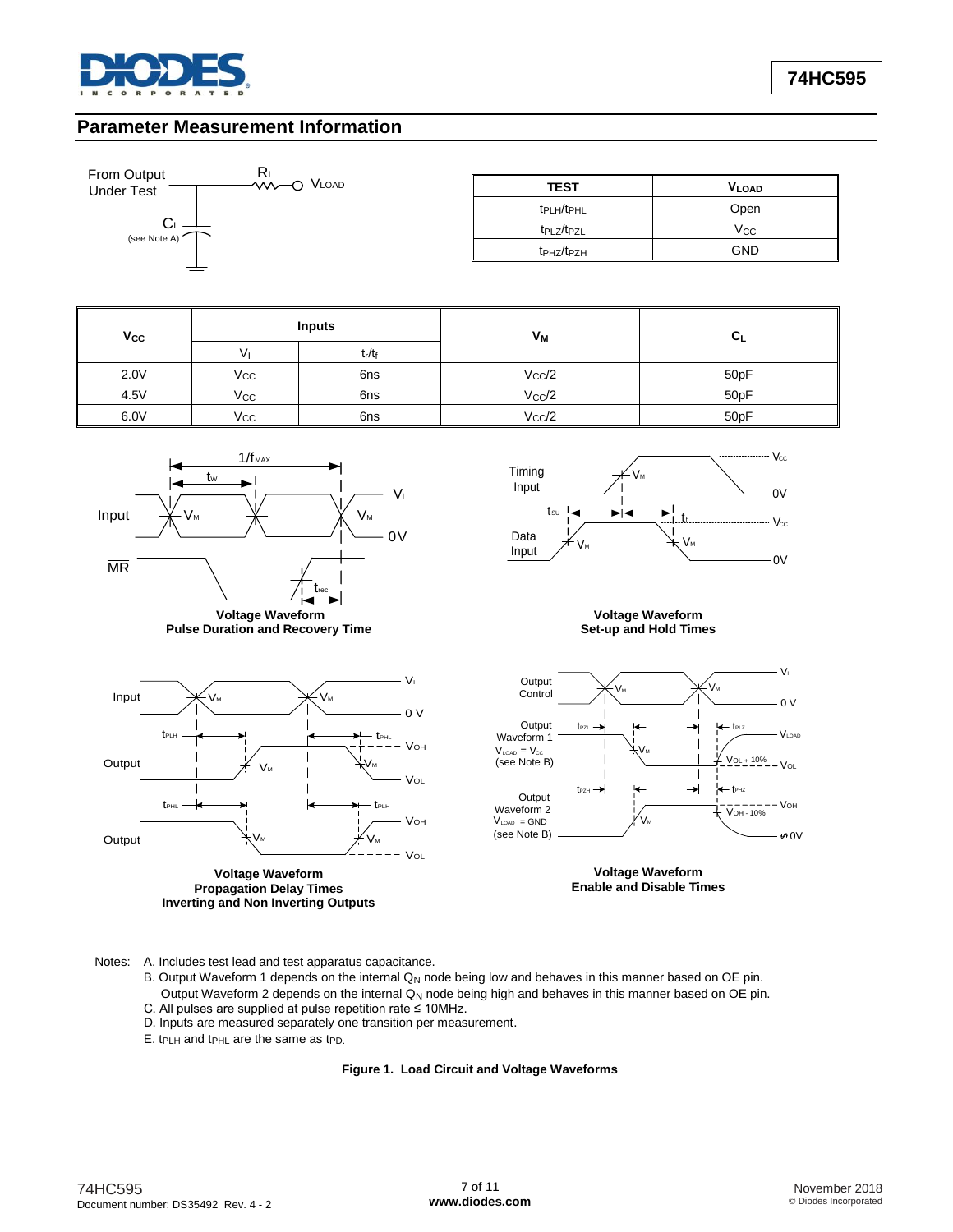## Parameter Measurement Information

From Output Under Test

$R_L$ — $V_{LOAD}$

$C_L$ (see Note A)

| TEST | $V_{LOAD}$ |
|---|---|
| $t_{PLH}/t_{PHL}$ | Open |
| $t_{PLZ}/t_{PZL}$ | $V_{CC}$ |
| $t_{PHZ}/t_{PZH}$ | GND |

| $V_{CC}$ | Inputs | | $V_M$ | $C_L$ |
|---|---|---|---|---|
| | $V_I$ | $t_r/t_f$ | | |
| 2.0V | $V_{CC}$ | 6ns | $V_{CC}/2$ | 50pF |
| 4.5V | $V_{CC}$ | 6ns | $V_{CC}/2$ | 50pF |
| 6.0V | $V_{CC}$ | 6ns | $V_{CC}/2$ | 50pF |

**Voltage Waveform Pulse Duration and Recovery Time**

**Voltage Waveform Set-up and Hold Times**

**Voltage Waveform Propagation Delay Times Inverting and Non Inverting Outputs**

**Voltage Waveform Enable and Disable Times**

Notes:
A. Includes test lead and test apparatus capacitance.
B. Output Waveform 1 depends on the internal $Q_N$ node being low and behaves in this manner based on OE pin.
Output Waveform 2 depends on the internal $Q_N$ node being high and behaves in this manner based on OE pin.
C. All pulses are supplied at pulse repetition rate ≤ 10MHz.
D. Inputs are measured separately one transition per measurement.
E. $t_{PLH}$ and $t_{PHL}$ are the same as $t_{PD}$.

**Figure 1. Load Circuit and Voltage Waveforms**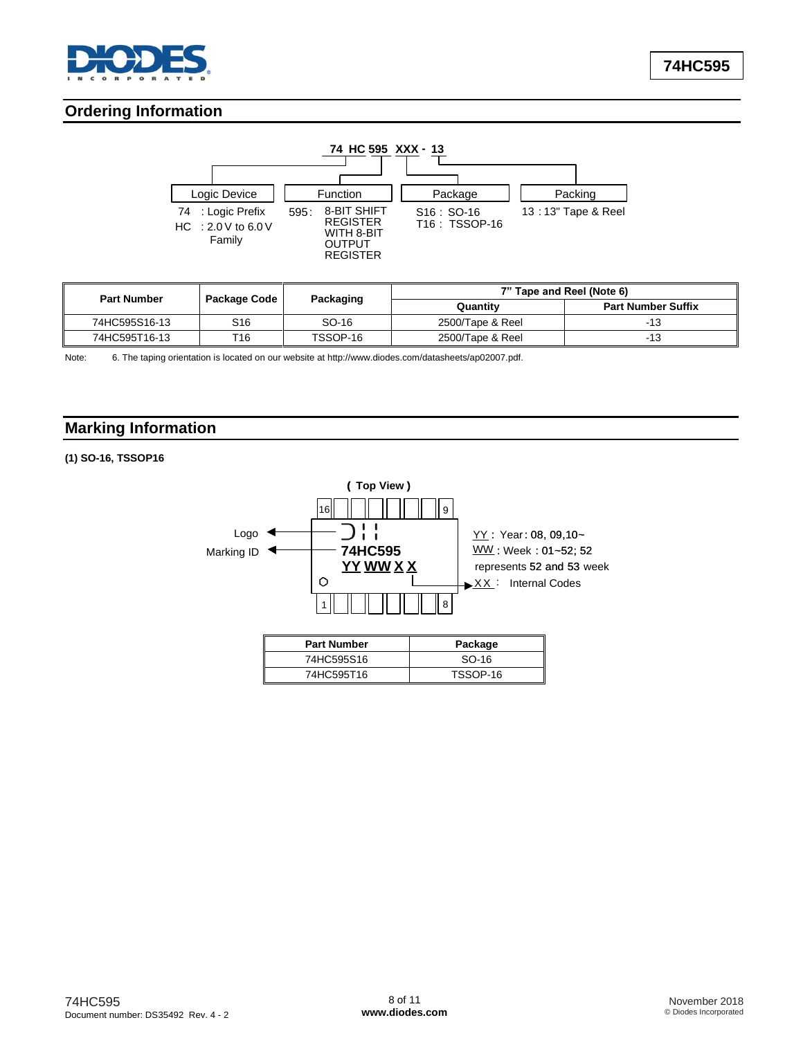## Ordering Information

**74 HC 595 XXX - 13**

| Logic Device | Function | Package | Packing |
|---|---|---|---|
| 74 : Logic Prefix<br>HC : 2.0 V to 6.0 V Family | 595 : 8-BIT SHIFT REGISTER WITH 8-BIT OUTPUT REGISTER | S16 : SO-16<br>T16 : TSSOP-16 | 13 : 13" Tape & Reel |

| Part Number | Package Code | Packaging | 7" Tape and Reel (Note 6) | |
|---|---|---|---|---|
| | | | Quantity | Part Number Suffix |
| 74HC595S16-13 | S16 | SO-16 | 2500/Tape & Reel | -13 |
| 74HC595T16-13 | T16 | TSSOP-16 | 2500/Tape & Reel | -13 |

Note: 6. The taping orientation is located on our website at http://www.diodes.com/datasheets/ap02007.pdf.

## Marking Information

**(1) SO-16, TSSOP16**

( Top View )

Logo

Marking ID

**74HC595**

**YY WW X X**

YY : Year : 08, 09,10~

WW : Week : 01~52; 52 represents 52 and 53 week

XX : Internal Codes

| Part Number | Package |
|---|---|
| 74HC595S16 | SO-16 |
| 74HC595T16 | TSSOP-16 |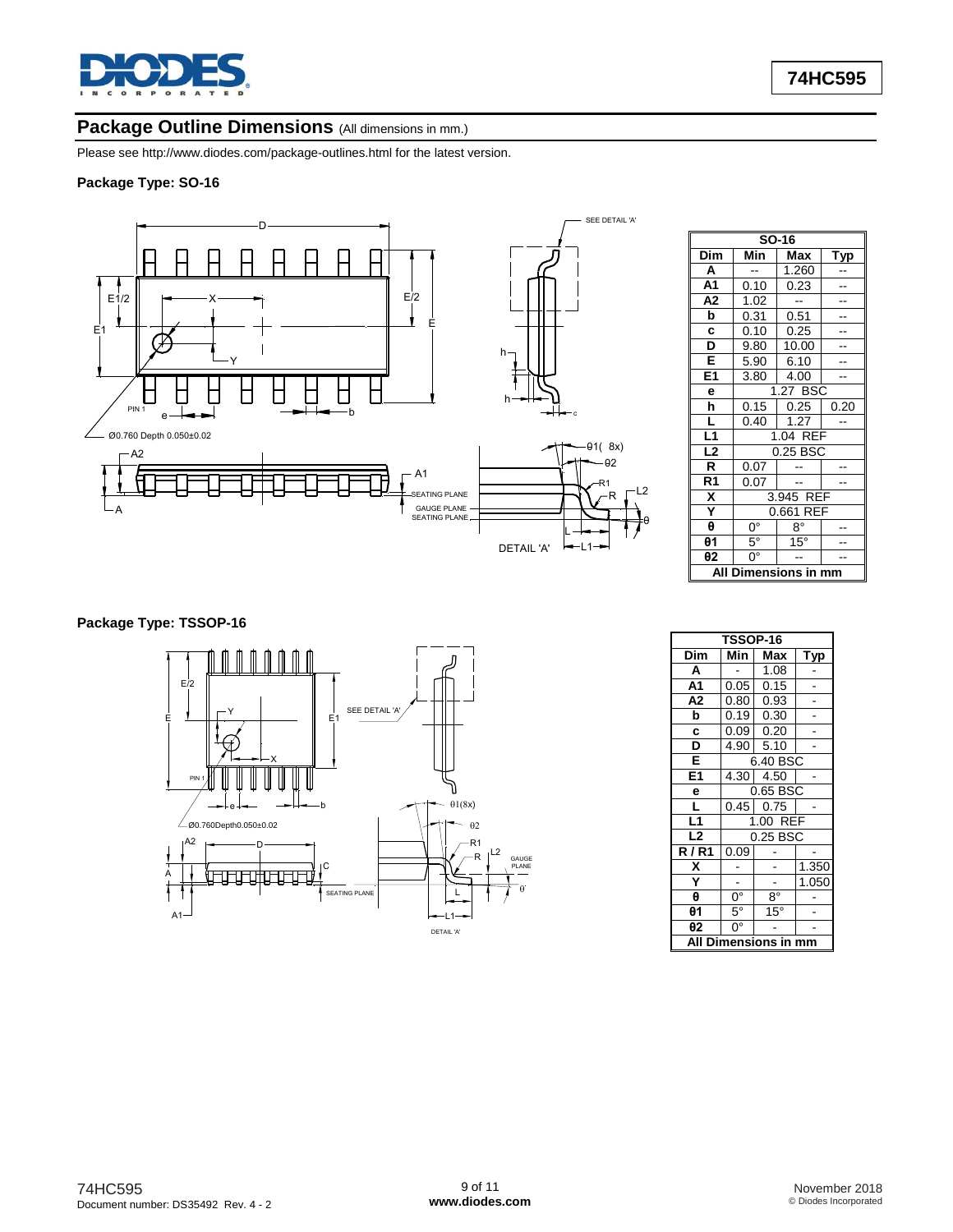## Package Outline Dimensions (All dimensions in mm.)

Please see http://www.diodes.com/package-outlines.html for the latest version.

### Package Type: SO-16

| SO-16 | | | |
|---|---|---|---|
| **Dim** | **Min** | **Max** | **Typ** |
| **A** | -- | 1.260 | -- |
| **A1** | 0.10 | 0.23 | -- |
| **A2** | 1.02 | -- | -- |
| **b** | 0.31 | 0.51 | -- |
| **c** | 0.10 | 0.25 | -- |
| **D** | 9.80 | 10.00 | -- |
| **E** | 5.90 | 6.10 | -- |
| **E1** | 3.80 | 4.00 | -- |
| **e** | 1.27 BSC | | |
| **h** | 0.15 | 0.25 | 0.20 |
| **L** | 0.40 | 1.27 | -- |
| **L1** | 1.04 REF | | |
| **L2** | 0.25 BSC | | |
| **R** | 0.07 | -- | -- |
| **R1** | 0.07 | -- | -- |
| **X** | 3.945 REF | | |
| **Y** | 0.661 REF | | |
| **θ** | 0° | 8° | -- |
| **θ1** | 5° | 15° | -- |
| **θ2** | 0° | -- | -- |
| **All Dimensions in mm** | | | |

### Package Type: TSSOP-16

| TSSOP-16 | | | |
|---|---|---|---|
| **Dim** | **Min** | **Max** | **Typ** |
| **A** | - | 1.08 | - |
| **A1** | 0.05 | 0.15 | - |
| **A2** | 0.80 | 0.93 | - |
| **b** | 0.19 | 0.30 | - |
| **c** | 0.09 | 0.20 | - |
| **D** | 4.90 | 5.10 | - |
| **E** | 6.40 BSC | | |
| **E1** | 4.30 | 4.50 | - |
| **e** | 0.65 BSC | | |
| **L** | 0.45 | 0.75 | - |
| **L1** | 1.00 REF | | |
| **L2** | 0.25 BSC | | |
| **R / R1** | 0.09 | - | - |
| **X** | - | - | 1.350 |
| **Y** | - | - | 1.050 |
| **θ** | 0° | 8° | - |
| **θ1** | 5° | 15° | - |
| **θ2** | 0° | - | - |
| **All Dimensions in mm** | | | |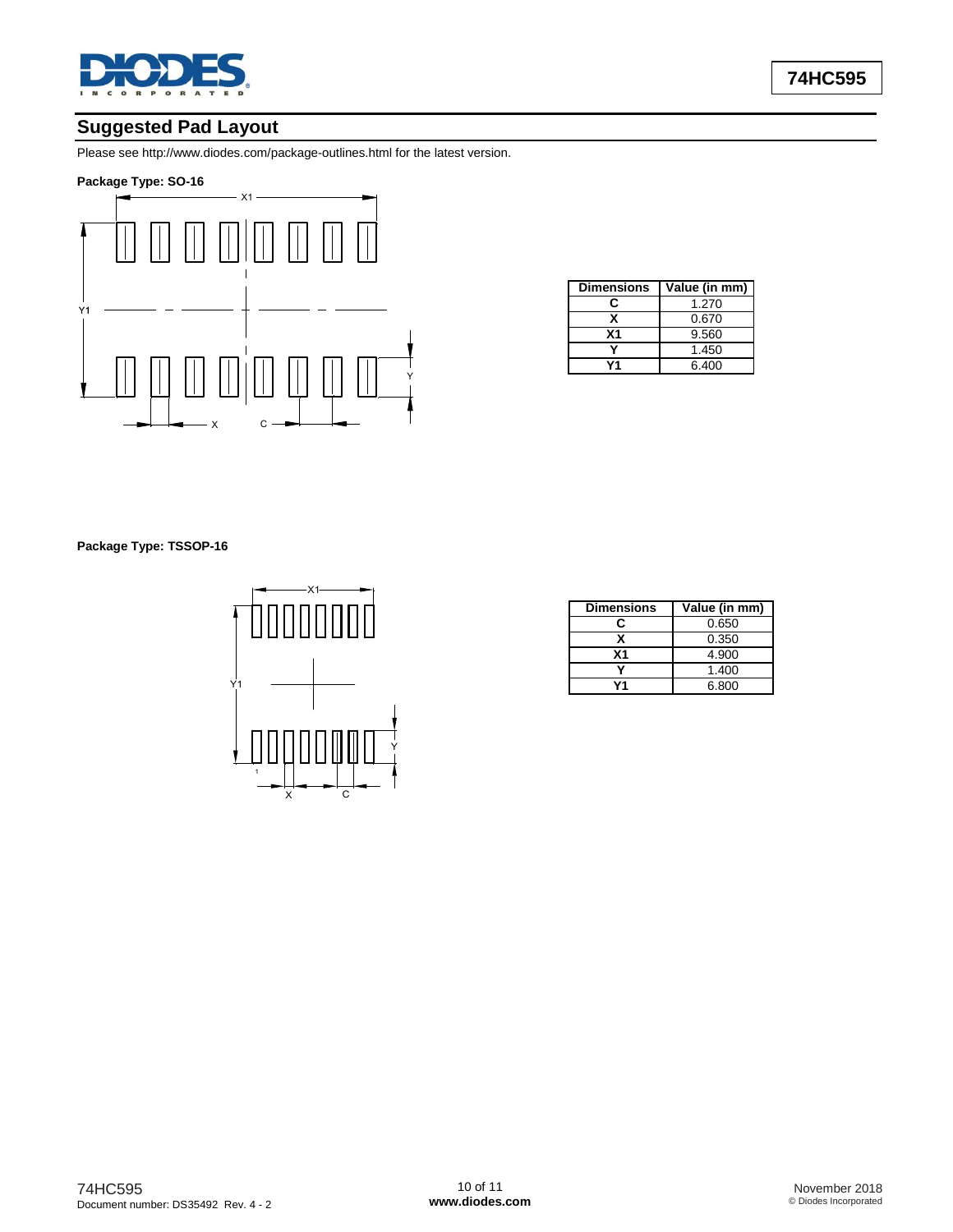## Suggested Pad Layout

Please see http://www.diodes.com/package-outlines.html for the latest version.

**Package Type: SO-16**

| Dimensions | Value (in mm) |
|---|---|
| C | 1.270 |
| X | 0.670 |
| X1 | 9.560 |
| Y | 1.450 |
| Y1 | 6.400 |

**Package Type: TSSOP-16**

| Dimensions | Value (in mm) |
|---|---|
| C | 0.650 |
| X | 0.350 |
| X1 | 4.900 |
| Y | 1.400 |
| Y1 | 6.800 |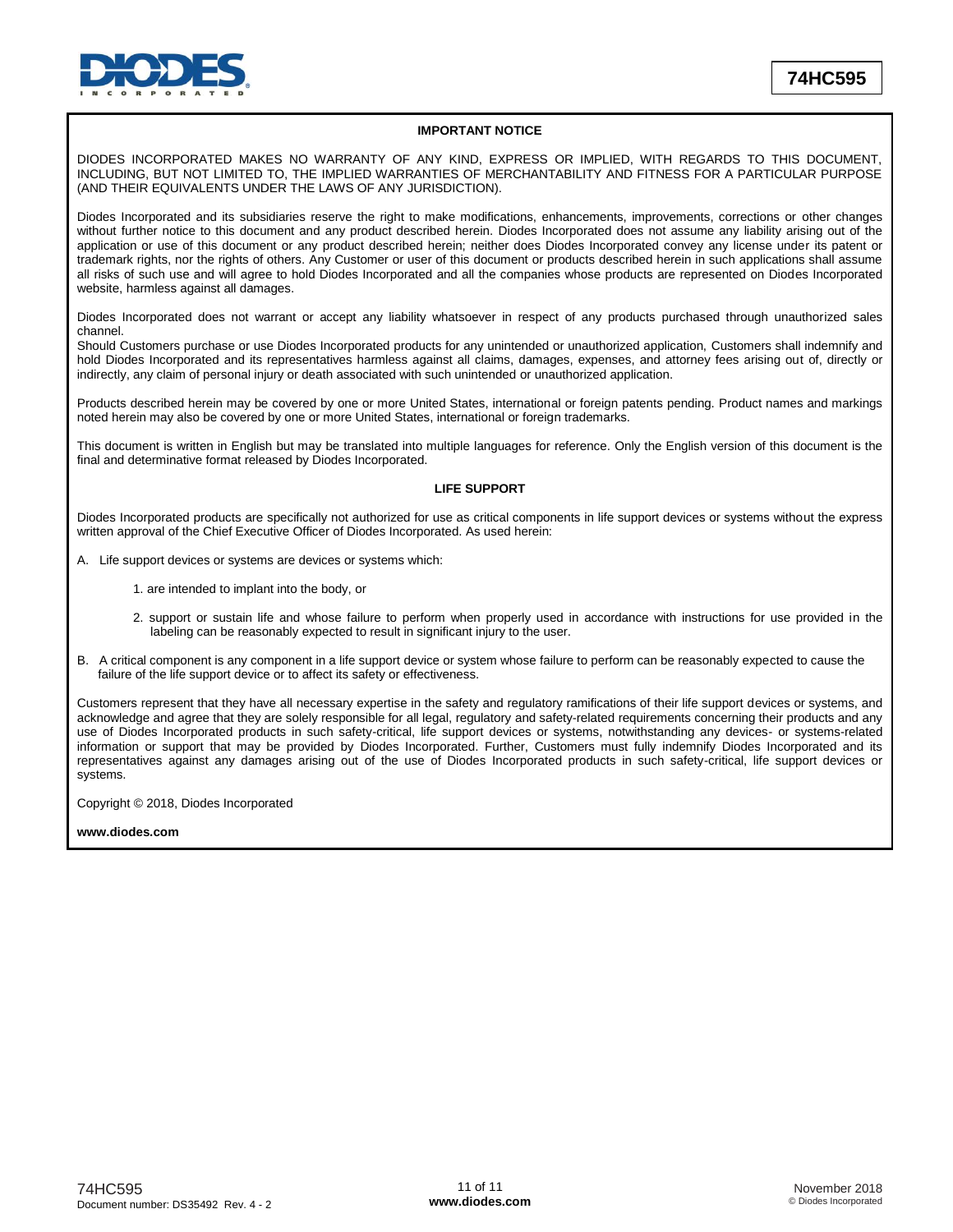## IMPORTANT NOTICE

DIODES INCORPORATED MAKES NO WARRANTY OF ANY KIND, EXPRESS OR IMPLIED, WITH REGARDS TO THIS DOCUMENT, INCLUDING, BUT NOT LIMITED TO, THE IMPLIED WARRANTIES OF MERCHANTABILITY AND FITNESS FOR A PARTICULAR PURPOSE (AND THEIR EQUIVALENTS UNDER THE LAWS OF ANY JURISDICTION).

Diodes Incorporated and its subsidiaries reserve the right to make modifications, enhancements, improvements, corrections or other changes without further notice to this document and any product described herein. Diodes Incorporated does not assume any liability arising out of the application or use of this document or any product described herein; neither does Diodes Incorporated convey any license under its patent or trademark rights, nor the rights of others. Any Customer or user of this document or products described herein in such applications shall assume all risks of such use and will agree to hold Diodes Incorporated and all the companies whose products are represented on Diodes Incorporated website, harmless against all damages.

Diodes Incorporated does not warrant or accept any liability whatsoever in respect of any products purchased through unauthorized sales channel.
Should Customers purchase or use Diodes Incorporated products for any unintended or unauthorized application, Customers shall indemnify and hold Diodes Incorporated and its representatives harmless against all claims, damages, expenses, and attorney fees arising out of, directly or indirectly, any claim of personal injury or death associated with such unintended or unauthorized application.

Products described herein may be covered by one or more United States, international or foreign patents pending. Product names and markings noted herein may also be covered by one or more United States, international or foreign trademarks.

This document is written in English but may be translated into multiple languages for reference. Only the English version of this document is the final and determinative format released by Diodes Incorporated.

## LIFE SUPPORT

Diodes Incorporated products are specifically not authorized for use as critical components in life support devices or systems without the express written approval of the Chief Executive Officer of Diodes Incorporated. As used herein:

A. Life support devices or systems are devices or systems which:

1. are intended to implant into the body, or
2. support or sustain life and whose failure to perform when properly used in accordance with instructions for use provided in the labeling can be reasonably expected to result in significant injury to the user.

B. A critical component is any component in a life support device or system whose failure to perform can be reasonably expected to cause the failure of the life support device or to affect its safety or effectiveness.

Customers represent that they have all necessary expertise in the safety and regulatory ramifications of their life support devices or systems, and acknowledge and agree that they are solely responsible for all legal, regulatory and safety-related requirements concerning their products and any use of Diodes Incorporated products in such safety-critical, life support devices or systems, notwithstanding any devices- or systems-related information or support that may be provided by Diodes Incorporated. Further, Customers must fully indemnify Diodes Incorporated and its representatives against any damages arising out of the use of Diodes Incorporated products in such safety-critical, life support devices or systems.

Copyright © 2018, Diodes Incorporated

**www.diodes.com**